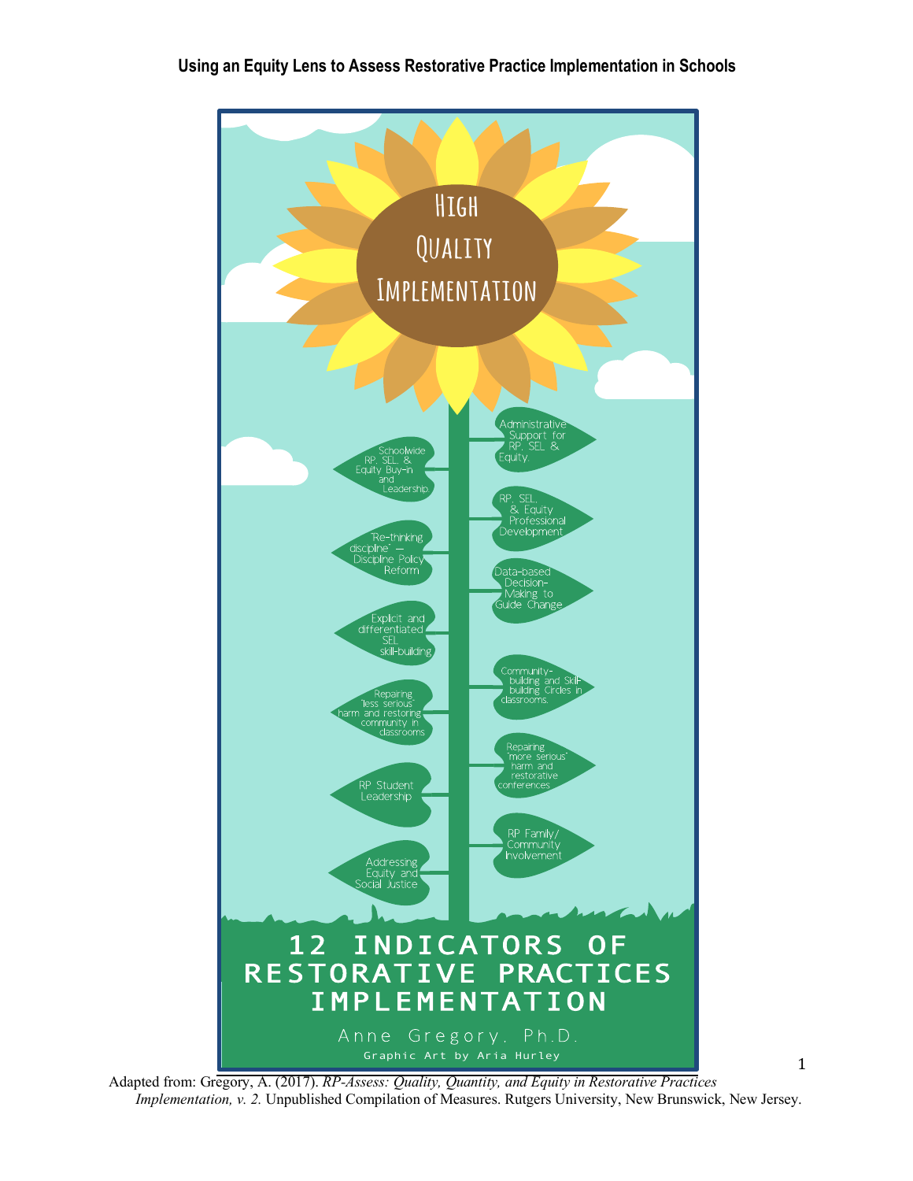# Using an Equity Lens to Assess Restorative Practice Implementation in Schools

## High Quality Implementation

- Administrative Support for RP, SEL & Equity.
- Schoolwide RP, SEL, & Equity Buy-in and Leadership.
- RP, SEL, & Equity Professional Development
- "Re-thinking discipline" — Discipline Policy Reform
- Data-based Decision-Making to Guide Change
- Explicit and differentiated SEL skill-building
- Community-building and Skill-building Circles in classrooms.
- Repairing "less serious" harm and restoring community in classrooms
- Repairing "more serious" harm and restorative conferences
- RP Student Leadership
- RP Family/ Community Involvement
- Addressing Equity and Social Justice

## 12 INDICATORS OF RESTORATIVE PRACTICES IMPLEMENTATION

Anne Gregory, Ph.D.

Graphic Art by Aria Hurley

Adapted from: Gregory, A. (2017). *RP-Assess: Quality, Quantity, and Equity in Restorative Practices Implementation, v. 2.* Unpublished Compilation of Measures. Rutgers University, New Brunswick, New Jersey.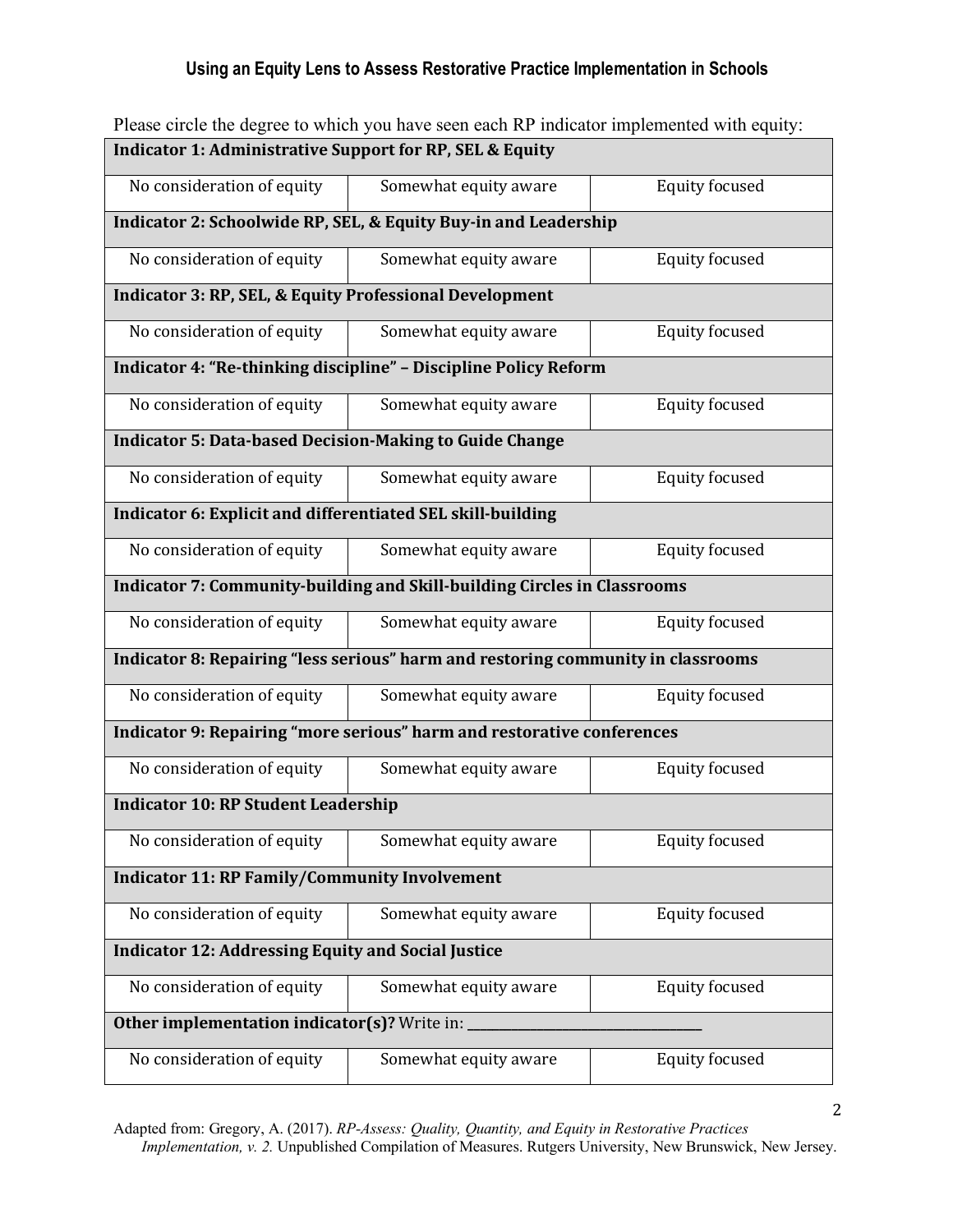Please circle the degree to which you have seen each RP indicator implemented with equity:

| **Indicator 1: Administrative Support for RP, SEL & Equity** | | |
|---|---|---|
| No consideration of equity | Somewhat equity aware | Equity focused |
| **Indicator 2: Schoolwide RP, SEL, & Equity Buy-in and Leadership** | | |
| No consideration of equity | Somewhat equity aware | Equity focused |
| **Indicator 3: RP, SEL, & Equity Professional Development** | | |
| No consideration of equity | Somewhat equity aware | Equity focused |
| **Indicator 4: "Re-thinking discipline" – Discipline Policy Reform** | | |
| No consideration of equity | Somewhat equity aware | Equity focused |
| **Indicator 5: Data-based Decision-Making to Guide Change** | | |
| No consideration of equity | Somewhat equity aware | Equity focused |
| **Indicator 6: Explicit and differentiated SEL skill-building** | | |
| No consideration of equity | Somewhat equity aware | Equity focused |
| **Indicator 7: Community-building and Skill-building Circles in Classrooms** | | |
| No consideration of equity | Somewhat equity aware | Equity focused |
| **Indicator 8: Repairing "less serious" harm and restoring community in classrooms** | | |
| No consideration of equity | Somewhat equity aware | Equity focused |
| **Indicator 9: Repairing "more serious" harm and restorative conferences** | | |
| No consideration of equity | Somewhat equity aware | Equity focused |
| **Indicator 10: RP Student Leadership** | | |
| No consideration of equity | Somewhat equity aware | Equity focused |
| **Indicator 11: RP Family/Community Involvement** | | |
| No consideration of equity | Somewhat equity aware | Equity focused |
| **Indicator 12: Addressing Equity and Social Justice** | | |
| No consideration of equity | Somewhat equity aware | Equity focused |
| **Other implementation indicator(s)?** Write in: ________________________ | | |
| No consideration of equity | Somewhat equity aware | Equity focused |

Adapted from: Gregory, A. (2017). *RP-Assess: Quality, Quantity, and Equity in Restorative Practices Implementation, v. 2.* Unpublished Compilation of Measures. Rutgers University, New Brunswick, New Jersey.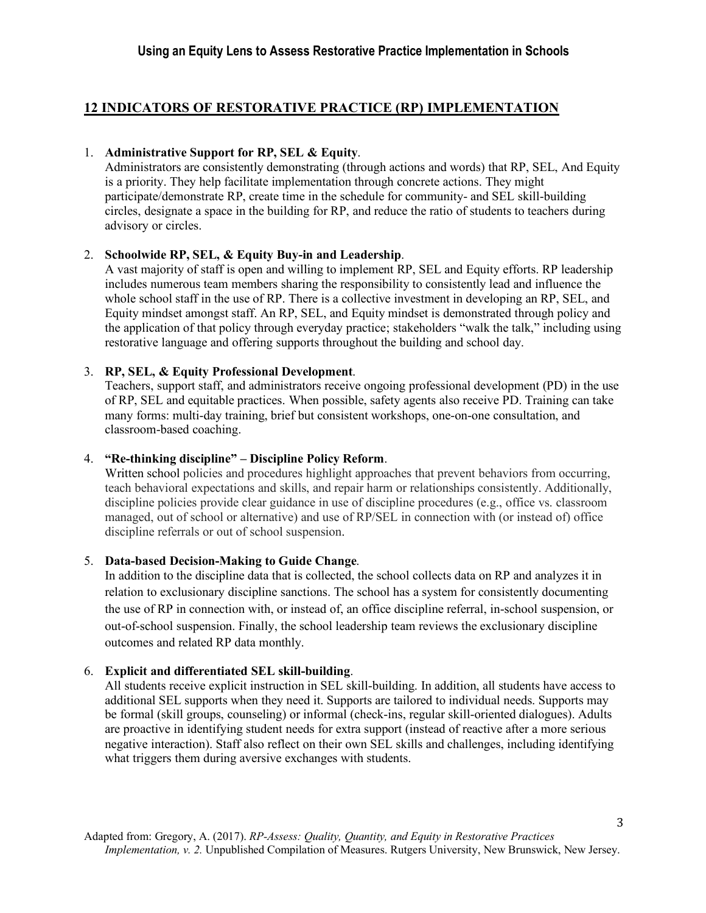## 12 INDICATORS OF RESTORATIVE PRACTICE (RP) IMPLEMENTATION

1. **Administrative Support for RP, SEL & Equity**.
   Administrators are consistently demonstrating (through actions and words) that RP, SEL, And Equity is a priority. They help facilitate implementation through concrete actions. They might participate/demonstrate RP, create time in the schedule for community- and SEL skill-building circles, designate a space in the building for RP, and reduce the ratio of students to teachers during advisory or circles.

2. **Schoolwide RP, SEL, & Equity Buy-in and Leadership**.
   A vast majority of staff is open and willing to implement RP, SEL and Equity efforts. RP leadership includes numerous team members sharing the responsibility to consistently lead and influence the whole school staff in the use of RP. There is a collective investment in developing an RP, SEL, and Equity mindset amongst staff. An RP, SEL, and Equity mindset is demonstrated through policy and the application of that policy through everyday practice; stakeholders "walk the talk," including using restorative language and offering supports throughout the building and school day.

3. **RP, SEL, & Equity Professional Development**.
   Teachers, support staff, and administrators receive ongoing professional development (PD) in the use of RP, SEL and equitable practices. When possible, safety agents also receive PD. Training can take many forms: multi-day training, brief but consistent workshops, one-on-one consultation, and classroom-based coaching.

4. **"Re-thinking discipline" – Discipline Policy Reform**.
   Written school policies and procedures highlight approaches that prevent behaviors from occurring, teach behavioral expectations and skills, and repair harm or relationships consistently. Additionally, discipline policies provide clear guidance in use of discipline procedures (e.g., office vs. classroom managed, out of school or alternative) and use of RP/SEL in connection with (or instead of) office discipline referrals or out of school suspension.

5. **Data-based Decision-Making to Guide Change**.
   In addition to the discipline data that is collected, the school collects data on RP and analyzes it in relation to exclusionary discipline sanctions. The school has a system for consistently documenting the use of RP in connection with, or instead of, an office discipline referral, in-school suspension, or out-of-school suspension. Finally, the school leadership team reviews the exclusionary discipline outcomes and related RP data monthly.

6. **Explicit and differentiated SEL skill-building**.
   All students receive explicit instruction in SEL skill-building. In addition, all students have access to additional SEL supports when they need it. Supports are tailored to individual needs. Supports may be formal (skill groups, counseling) or informal (check-ins, regular skill-oriented dialogues). Adults are proactive in identifying student needs for extra support (instead of reactive after a more serious negative interaction). Staff also reflect on their own SEL skills and challenges, including identifying what triggers them during aversive exchanges with students.

Adapted from: Gregory, A. (2017). *RP-Assess: Quality, Quantity, and Equity in Restorative Practices Implementation, v. 2.* Unpublished Compilation of Measures. Rutgers University, New Brunswick, New Jersey.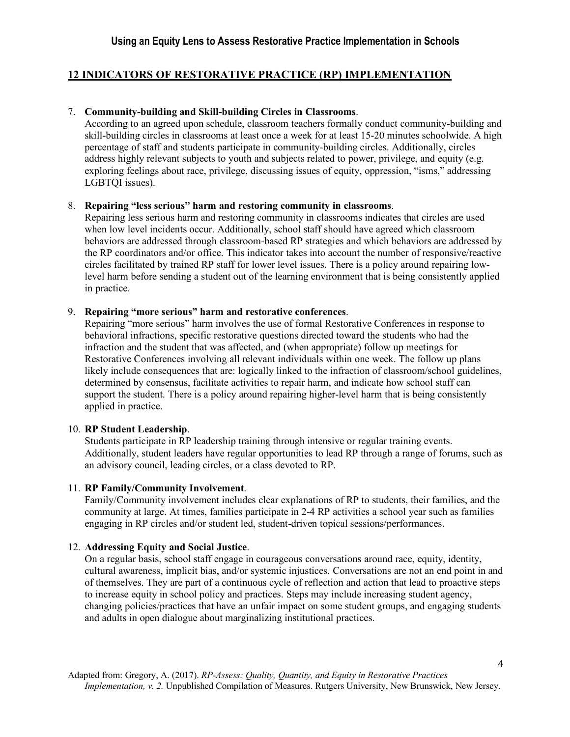## 12 INDICATORS OF RESTORATIVE PRACTICE (RP) IMPLEMENTATION

7. **Community-building and Skill-building Circles in Classrooms**.
   According to an agreed upon schedule, classroom teachers formally conduct community-building and skill-building circles in classrooms at least once a week for at least 15-20 minutes schoolwide. A high percentage of staff and students participate in community-building circles. Additionally, circles address highly relevant subjects to youth and subjects related to power, privilege, and equity (e.g. exploring feelings about race, privilege, discussing issues of equity, oppression, "isms," addressing LGBTQI issues).

8. **Repairing "less serious" harm and restoring community in classrooms**.
   Repairing less serious harm and restoring community in classrooms indicates that circles are used when low level incidents occur. Additionally, school staff should have agreed which classroom behaviors are addressed through classroom-based RP strategies and which behaviors are addressed by the RP coordinators and/or office. This indicator takes into account the number of responsive/reactive circles facilitated by trained RP staff for lower level issues. There is a policy around repairing low-level harm before sending a student out of the learning environment that is being consistently applied in practice.

9. **Repairing "more serious" harm and restorative conferences**.
   Repairing "more serious" harm involves the use of formal Restorative Conferences in response to behavioral infractions, specific restorative questions directed toward the students who had the infraction and the student that was affected, and (when appropriate) follow up meetings for Restorative Conferences involving all relevant individuals within one week. The follow up plans likely include consequences that are: logically linked to the infraction of classroom/school guidelines, determined by consensus, facilitate activities to repair harm, and indicate how school staff can support the student. There is a policy around repairing higher-level harm that is being consistently applied in practice.

10. **RP Student Leadership**.
    Students participate in RP leadership training through intensive or regular training events. Additionally, student leaders have regular opportunities to lead RP through a range of forums, such as an advisory council, leading circles, or a class devoted to RP.

11. **RP Family/Community Involvement**.
    Family/Community involvement includes clear explanations of RP to students, their families, and the community at large. At times, families participate in 2-4 RP activities a school year such as families engaging in RP circles and/or student led, student-driven topical sessions/performances.

12. **Addressing Equity and Social Justice**.
    On a regular basis, school staff engage in courageous conversations around race, equity, identity, cultural awareness, implicit bias, and/or systemic injustices. Conversations are not an end point in and of themselves. They are part of a continuous cycle of reflection and action that lead to proactive steps to increase equity in school policy and practices. Steps may include increasing student agency, changing policies/practices that have an unfair impact on some student groups, and engaging students and adults in open dialogue about marginalizing institutional practices.

Adapted from: Gregory, A. (2017). *RP-Assess: Quality, Quantity, and Equity in Restorative Practices Implementation, v. 2.* Unpublished Compilation of Measures. Rutgers University, New Brunswick, New Jersey.